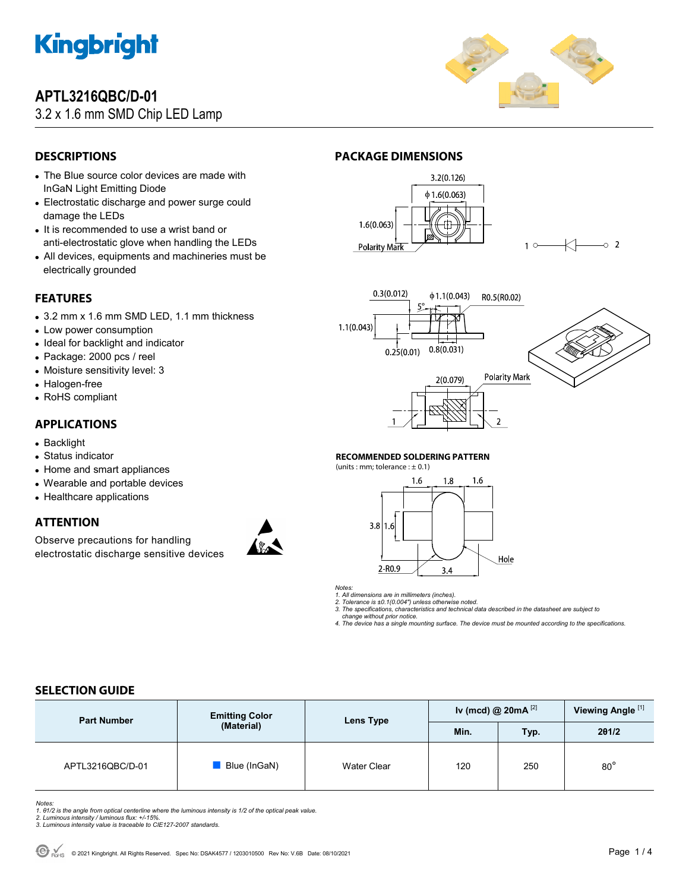# APTL3216QBC/D-01

3.2 x 1.6 mm SMD Chip LED Lamp

## DESCRIPTIONS

- The Blue source color devices are made with InGaN Light Emitting Diode
- Electrostatic discharge and power surge could damage the LEDs
- It is recommended to use a wrist band or anti-electrostatic glove when handling the LEDs
- All devices, equipments and machineries must be electrically grounded

## FEATURES

- 3.2 mm x 1.6 mm SMD LED, 1.1 mm thickness
- Low power consumption
- Ideal for backlight and indicator
- Package: 2000 pcs / reel
- Moisture sensitivity level: 3
- Halogen-free
- RoHS compliant

## APPLICATIONS

- Backlight
- Status indicator
- Home and smart appliances
- Wearable and portable devices
- Healthcare applications

## ATTENTION

Observe precautions for handling electrostatic discharge sensitive devices

## PACKAGE DIMENSIONS

### RECOMMENDED SOLDERING PATTERN

(units : mm; tolerance : ± 0.1)

*Notes:*
*1. All dimensions are in millimeters (inches).*
*2. Tolerance is ±0.1(0.004") unless otherwise noted.*
*3. The specifications, characteristics and technical data described in the datasheet are subject to change without prior notice.*
*4. The device has a single mounting surface. The device must be mounted according to the specifications.*

## SELECTION GUIDE

| Part Number | Emitting Color (Material) | Lens Type | Iv (mcd) @ 20mA [2] | | Viewing Angle [1] |
|---|---|---|---|---|---|
| | | | Min. | Typ. | 2θ1/2 |
| APTL3216QBC/D-01 | Blue (InGaN) | Water Clear | 120 | 250 | 80° |

*Notes:*
*1. θ1/2 is the angle from optical centerline where the luminous intensity is 1/2 of the optical peak value.*
*2. Luminous intensity / luminous flux: +/-15%.*
*3. Luminous intensity value is traceable to CIE127-2007 standards.*

© 2021 Kingbright. All Rights Reserved. Spec No: DSAK4577 / 1203010500 Rev No: V.6B Date: 08/10/2021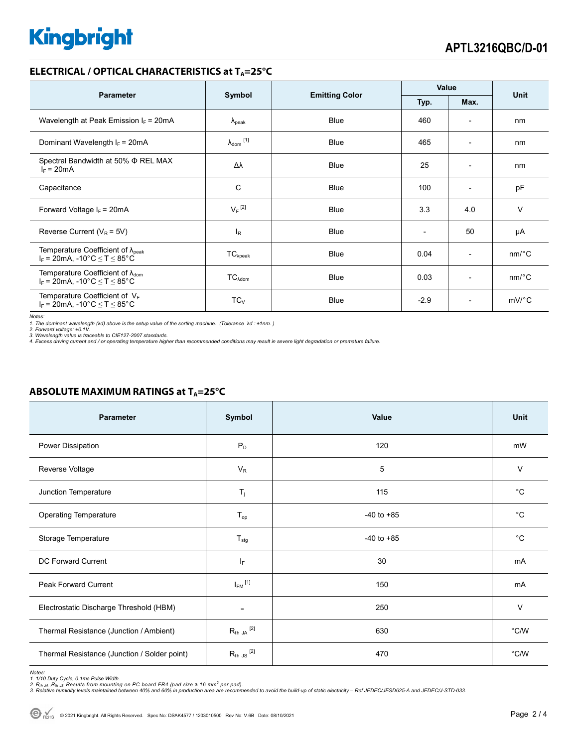## ELECTRICAL / OPTICAL CHARACTERISTICS at $T_A$=25°C

| Parameter | Symbol | Emitting Color | Value | | Unit |
|---|---|---|---|---|---|
| | | | Typ. | Max. | |
| Wavelength at Peak Emission $I_F$ = 20mA | $\lambda_{peak}$ | Blue | 460 | - | nm |
| Dominant Wavelength $I_F$ = 20mA | $\lambda_{dom}$ [1] | Blue | 465 | - | nm |
| Spectral Bandwidth at 50% Φ REL MAX $I_F$ = 20mA | Δλ | Blue | 25 | - | nm |
| Capacitance | C | Blue | 100 | - | pF |
| Forward Voltage $I_F$ = 20mA | $V_F$ [2] | Blue | 3.3 | 4.0 | V |
| Reverse Current ($V_R$ = 5V) | $I_R$ | Blue | - | 50 | μA |
| Temperature Coefficient of $\lambda_{peak}$ $I_F$ = 20mA, -10°C ≤ T ≤ 85°C | $TC_{\lambda peak}$ | Blue | 0.04 | - | nm/°C |
| Temperature Coefficient of $\lambda_{dom}$ $I_F$ = 20mA, -10°C ≤ T ≤ 85°C | $TC_{\lambda dom}$ | Blue | 0.03 | - | nm/°C |
| Temperature Coefficient of $V_F$ $I_F$ = 20mA, -10°C ≤ T ≤ 85°C | $TC_V$ | Blue | -2.9 | - | mV/°C |

*Notes:*
*1. The dominant wavelength (λd) above is the setup value of the sorting machine. (Tolerance λd : ±1nm. )*
*2. Forward voltage: ±0.1V.*
*3. Wavelength value is traceable to CIE127-2007 standards.*
*4. Excess driving current and / or operating temperature higher than recommended conditions may result in severe light degradation or premature failure.*

## ABSOLUTE MAXIMUM RATINGS at $T_A$=25°C

| Parameter | Symbol | Value | Unit |
|---|---|---|---|
| Power Dissipation | $P_D$ | 120 | mW |
| Reverse Voltage | $V_R$ | 5 | V |
| Junction Temperature | $T_j$ | 115 | °C |
| Operating Temperature | $T_{op}$ | -40 to +85 | °C |
| Storage Temperature | $T_{stg}$ | -40 to +85 | °C |
| DC Forward Current | $I_F$ | 30 | mA |
| Peak Forward Current | $I_{FM}$ [1] | 150 | mA |
| Electrostatic Discharge Threshold (HBM) | - | 250 | V |
| Thermal Resistance (Junction / Ambient) | $R_{th\ JA}$ [2] | 630 | °C/W |
| Thermal Resistance (Junction / Solder point) | $R_{th\ JS}$ [2] | 470 | °C/W |

*Notes:*
*1. 1/10 Duty Cycle, 0.1ms Pulse Width.*
*2. $R_{th\ JA}$ ,$R_{th\ JS}$ Results from mounting on PC board FR4 (pad size ≥ 16 mm$^2$ per pad).*
*3. Relative humidity levels maintained between 40% and 60% in production area are recommended to avoid the build-up of static electricity – Ref JEDEC/JESD625-A and JEDEC/J-STD-033.*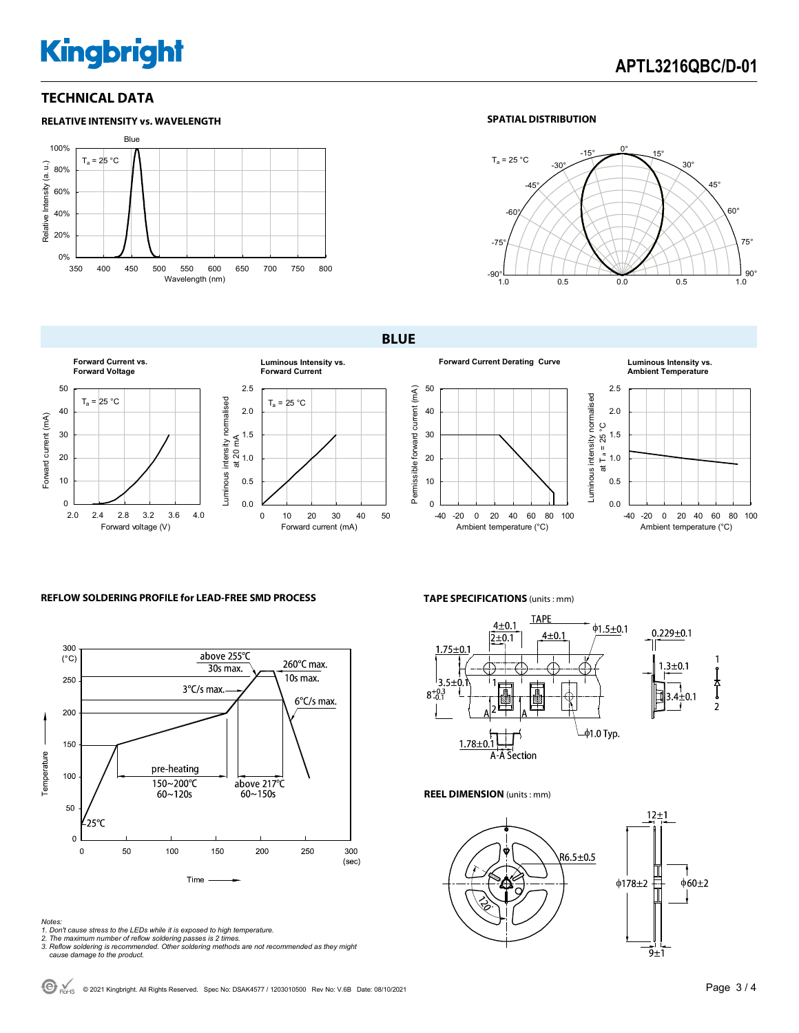## TECHNICAL DATA

### RELATIVE INTENSITY vs. WAVELENGTH

### SPATIAL DISTRIBUTION

## BLUE

Forward Current vs. Forward Voltage

Luminous Intensity vs. Forward Current

Forward Current Derating Curve

Luminous Intensity vs. Ambient Temperature

### REFLOW SOLDERING PROFILE for LEAD-FREE SMD PROCESS

*Notes:*
*1. Don't cause stress to the LEDs while it is exposed to high temperature.*
*2. The maximum number of reflow soldering passes is 2 times.*
*3. Reflow soldering is recommended. Other soldering methods are not recommended as they might cause damage to the product.*

### TAPE SPECIFICATIONS (units : mm)

### REEL DIMENSION (units : mm)

© 2021 Kingbright. All Rights Reserved. Spec No: DSAK4577 / 1203010500 Rev No: V.6B Date: 08/10/2021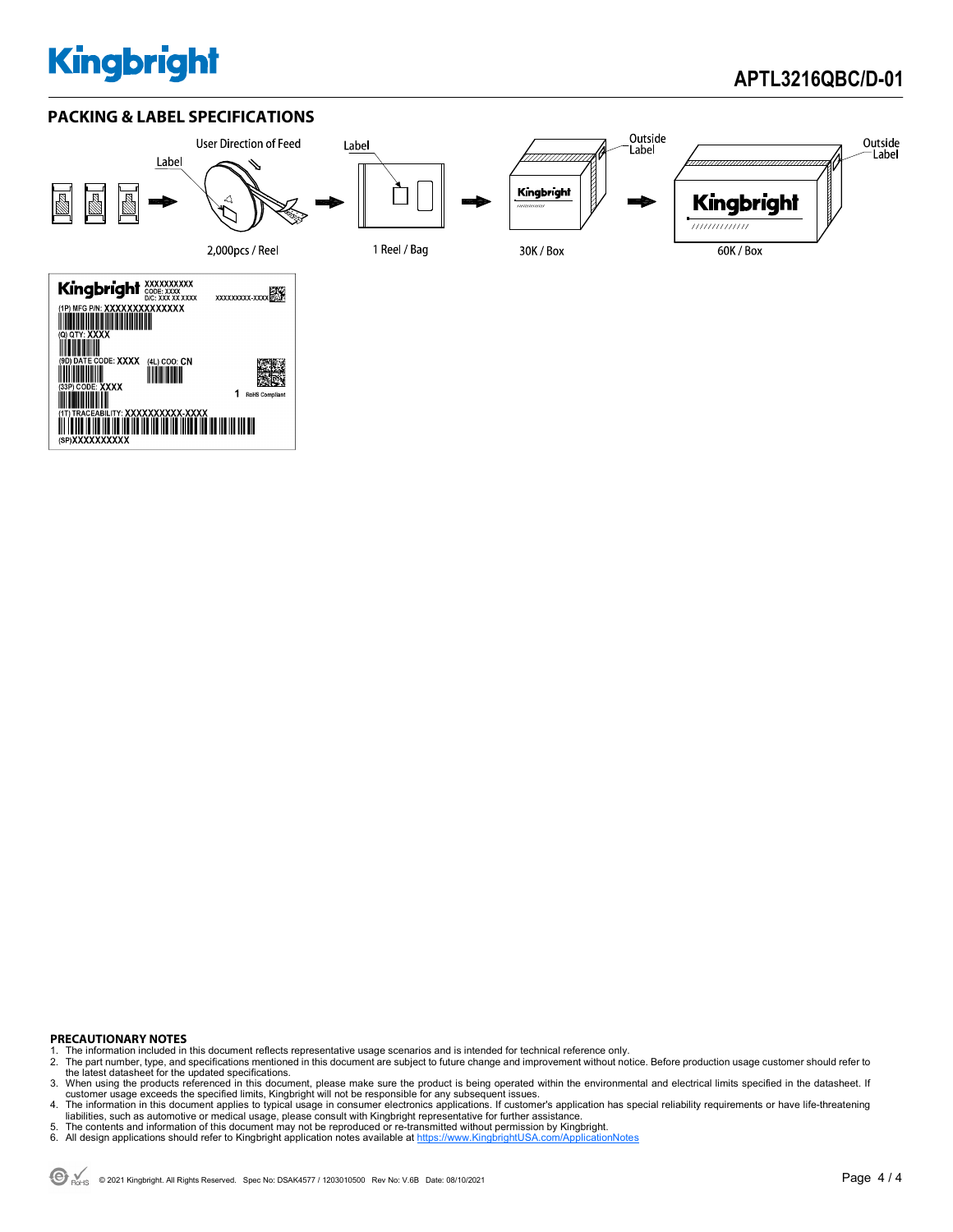## PACKING & LABEL SPECIFICATIONS

Label

User Direction of Feed

2,000pcs / Reel

Label

1 Reel / Bag

Outside Label

30K / Box

Outside Label

60K / Box

Kingbright XXXXXXXXXX
CODE: XXXX
D/C: XXX XX XXXX
XXXXXXXXX-XXXX
(1P) MFG P/N: XXXXXXXXXXXXXX
(Q) QTY: XXXX
(9D) DATE CODE: XXXX (4L) COO: CN
(33P) CODE: XXXX
1 RoHS Compliant
(1T) TRACEABILITY: XXXXXXXXXX-XXXX
(SP)XXXXXXXXXX

### PRECAUTIONARY NOTES

1. The information included in this document reflects representative usage scenarios and is intended for technical reference only.
2. The part number, type, and specifications mentioned in this document are subject to future change and improvement without notice. Before production usage customer should refer to the latest datasheet for the updated specifications.
3. When using the products referenced in this document, please make sure the product is being operated within the environmental and electrical limits specified in the datasheet. If customer usage exceeds the specified limits, Kingbright will not be responsible for any subsequent issues.
4. The information in this document applies to typical usage in consumer electronics applications. If customer's application has special reliability requirements or have life-threatening liabilities, such as automotive or medical usage, please consult with Kingbright representative for further assistance.
5. The contents and information of this document may not be reproduced or re-transmitted without permission by Kingbright.
6. All design applications should refer to Kingbright application notes available at https://www.KingbrightUSA.com/ApplicationNotes

© 2021 Kingbright. All Rights Reserved. Spec No: DSAK4577 / 1203010500 Rev No: V.6B Date: 08/10/2021